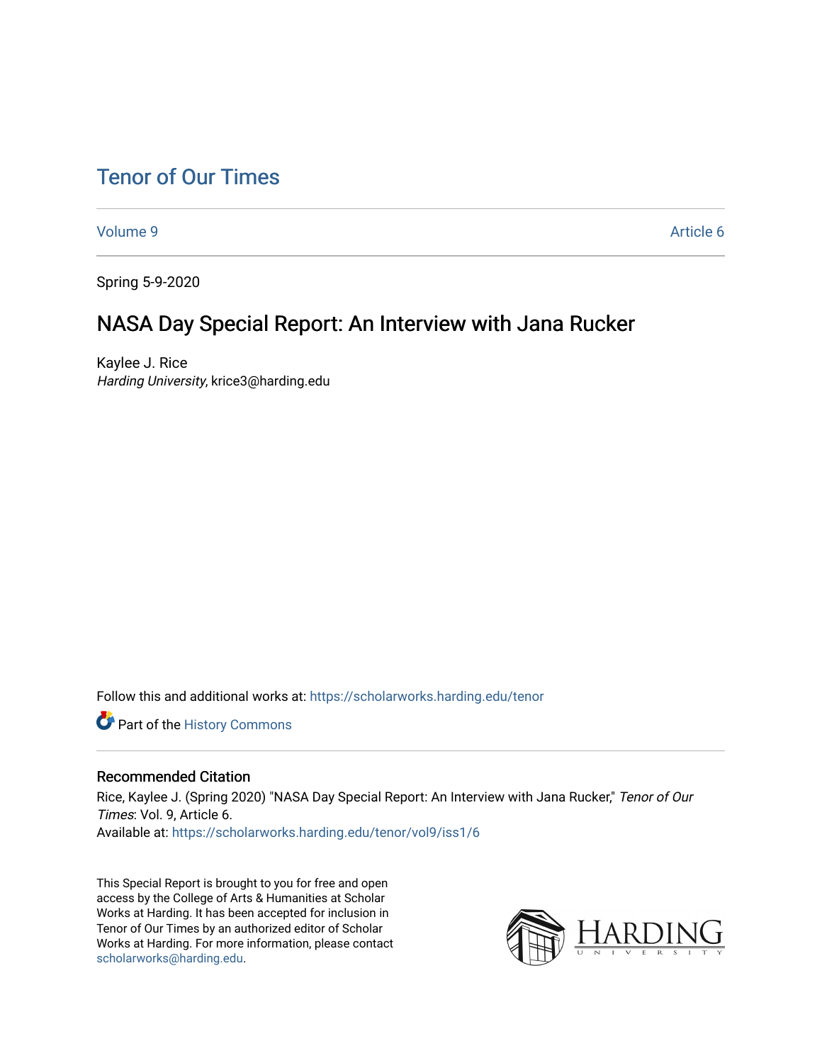# Tenor of Our Times

Volume 9 Article 6

Spring 5-9-2020

## NASA Day Special Report: An Interview with Jana Rucker

Kaylee J. Rice
*Harding University*, krice3@harding.edu

Follow this and additional works at: https://scholarworks.harding.edu/tenor

Part of the History Commons

### Recommended Citation

Rice, Kaylee J. (Spring 2020) "NASA Day Special Report: An Interview with Jana Rucker," *Tenor of Our Times*: Vol. 9, Article 6.
Available at: https://scholarworks.harding.edu/tenor/vol9/iss1/6

This Special Report is brought to you for free and open access by the College of Arts & Humanities at Scholar Works at Harding. It has been accepted for inclusion in Tenor of Our Times by an authorized editor of Scholar Works at Harding. For more information, please contact scholarworks@harding.edu.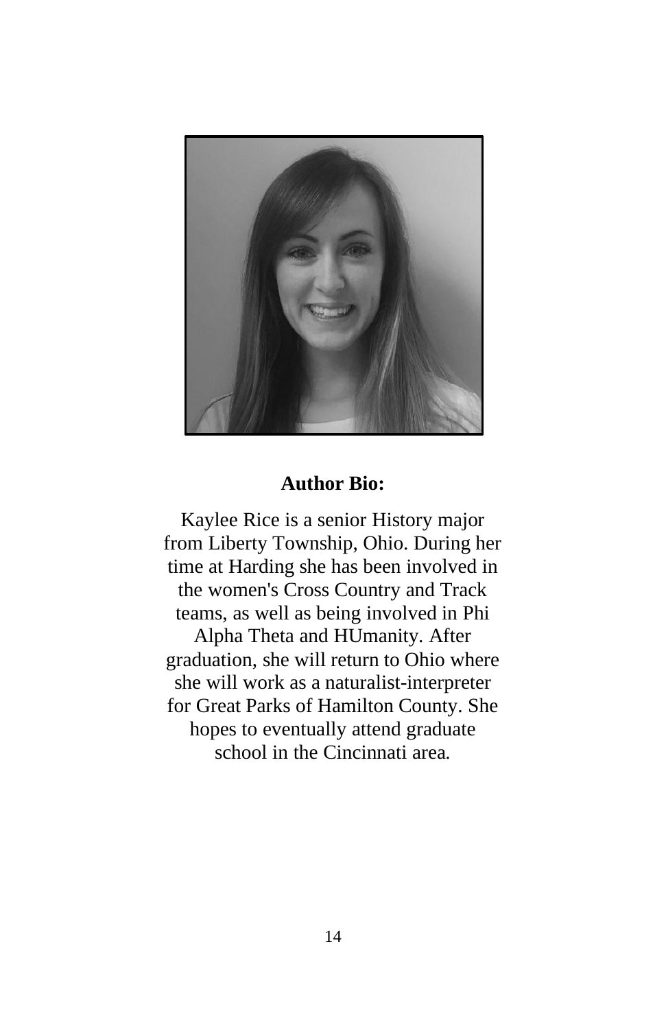**Author Bio:**

Kaylee Rice is a senior History major from Liberty Township, Ohio. During her time at Harding she has been involved in the women's Cross Country and Track teams, as well as being involved in Phi Alpha Theta and HUmanity. After graduation, she will return to Ohio where she will work as a naturalist-interpreter for Great Parks of Hamilton County. She hopes to eventually attend graduate school in the Cincinnati area.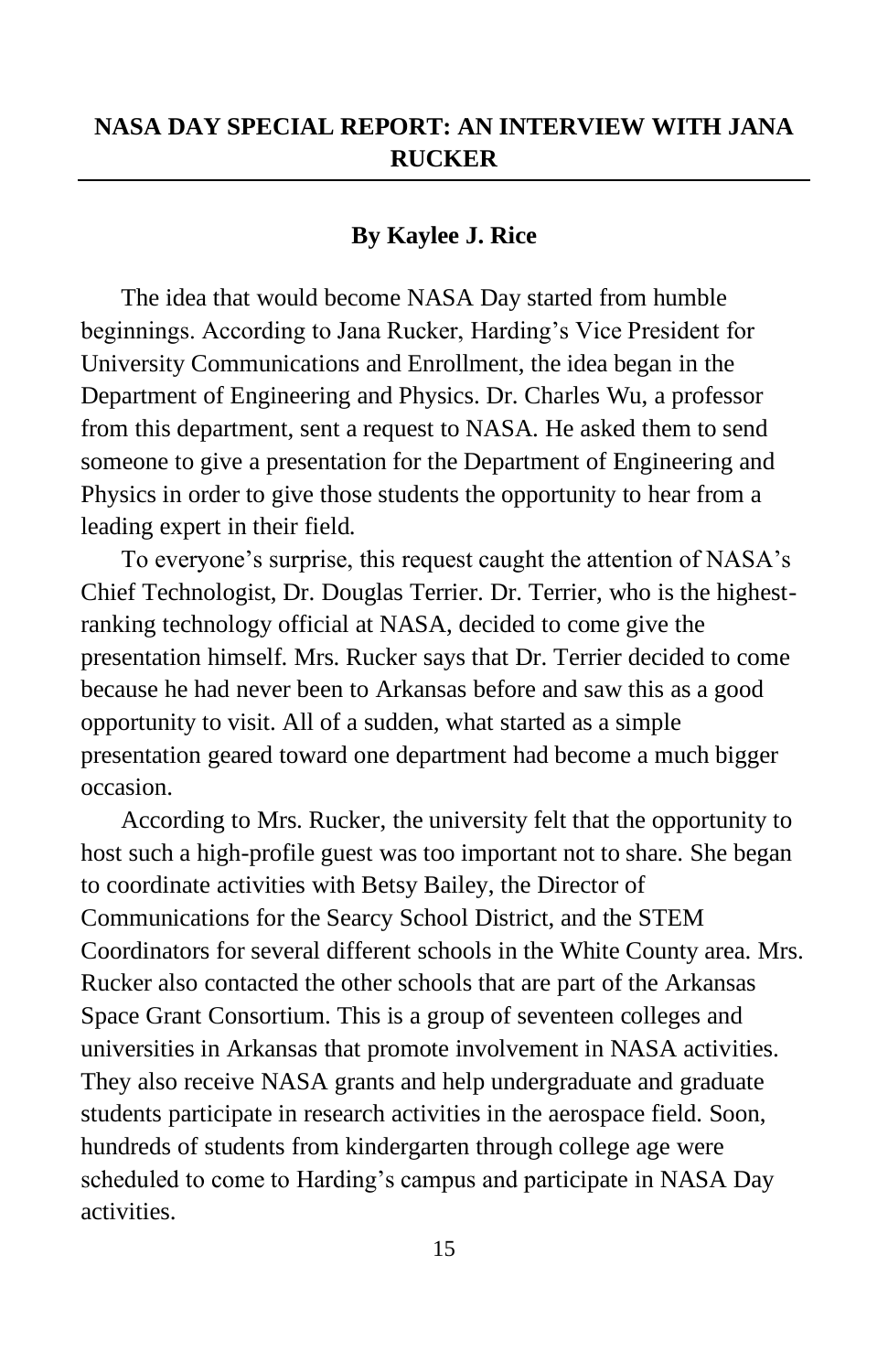## NASA DAY SPECIAL REPORT: AN INTERVIEW WITH JANA RUCKER

**By Kaylee J. Rice**

The idea that would become NASA Day started from humble beginnings. According to Jana Rucker, Harding's Vice President for University Communications and Enrollment, the idea began in the Department of Engineering and Physics. Dr. Charles Wu, a professor from this department, sent a request to NASA. He asked them to send someone to give a presentation for the Department of Engineering and Physics in order to give those students the opportunity to hear from a leading expert in their field.

To everyone's surprise, this request caught the attention of NASA's Chief Technologist, Dr. Douglas Terrier. Dr. Terrier, who is the highest-ranking technology official at NASA, decided to come give the presentation himself. Mrs. Rucker says that Dr. Terrier decided to come because he had never been to Arkansas before and saw this as a good opportunity to visit. All of a sudden, what started as a simple presentation geared toward one department had become a much bigger occasion.

According to Mrs. Rucker, the university felt that the opportunity to host such a high-profile guest was too important not to share. She began to coordinate activities with Betsy Bailey, the Director of Communications for the Searcy School District, and the STEM Coordinators for several different schools in the White County area. Mrs. Rucker also contacted the other schools that are part of the Arkansas Space Grant Consortium. This is a group of seventeen colleges and universities in Arkansas that promote involvement in NASA activities. They also receive NASA grants and help undergraduate and graduate students participate in research activities in the aerospace field. Soon, hundreds of students from kindergarten through college age were scheduled to come to Harding's campus and participate in NASA Day activities.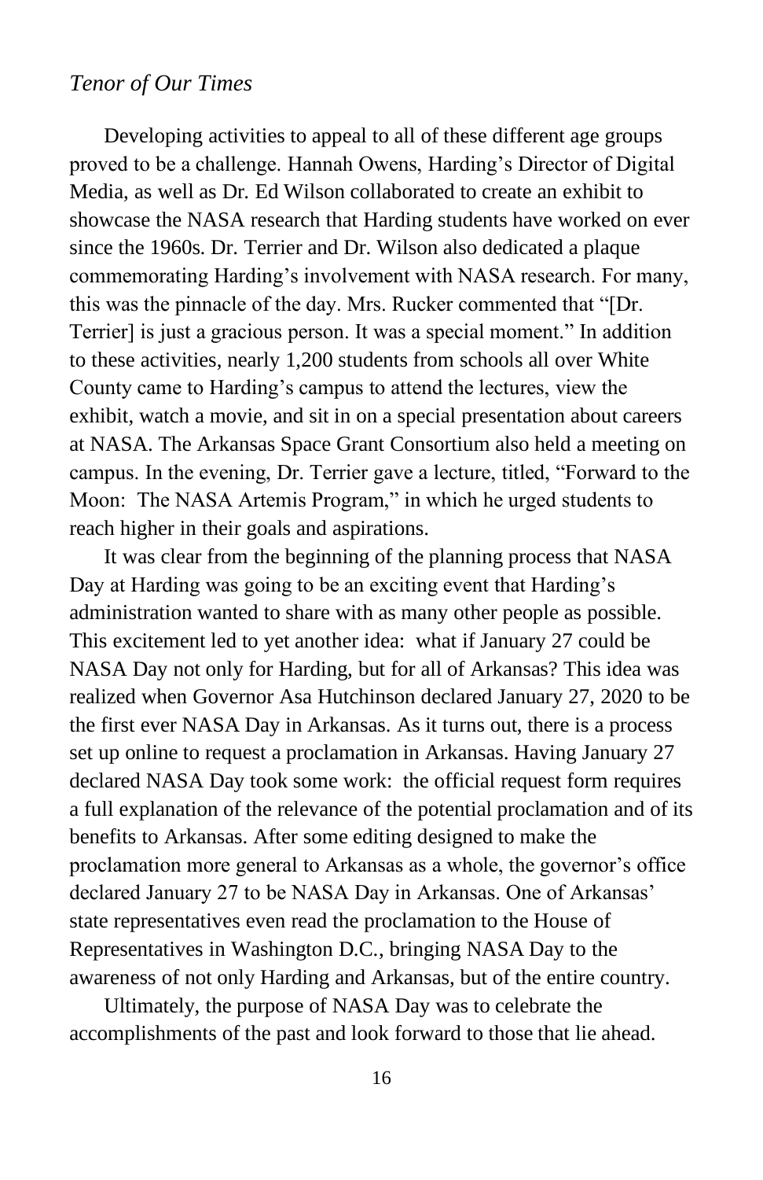Developing activities to appeal to all of these different age groups proved to be a challenge. Hannah Owens, Harding's Director of Digital Media, as well as Dr. Ed Wilson collaborated to create an exhibit to showcase the NASA research that Harding students have worked on ever since the 1960s. Dr. Terrier and Dr. Wilson also dedicated a plaque commemorating Harding's involvement with NASA research. For many, this was the pinnacle of the day. Mrs. Rucker commented that "[Dr. Terrier] is just a gracious person. It was a special moment." In addition to these activities, nearly 1,200 students from schools all over White County came to Harding's campus to attend the lectures, view the exhibit, watch a movie, and sit in on a special presentation about careers at NASA. The Arkansas Space Grant Consortium also held a meeting on campus. In the evening, Dr. Terrier gave a lecture, titled, "Forward to the Moon: The NASA Artemis Program," in which he urged students to reach higher in their goals and aspirations.

It was clear from the beginning of the planning process that NASA Day at Harding was going to be an exciting event that Harding's administration wanted to share with as many other people as possible. This excitement led to yet another idea: what if January 27 could be NASA Day not only for Harding, but for all of Arkansas? This idea was realized when Governor Asa Hutchinson declared January 27, 2020 to be the first ever NASA Day in Arkansas. As it turns out, there is a process set up online to request a proclamation in Arkansas. Having January 27 declared NASA Day took some work: the official request form requires a full explanation of the relevance of the potential proclamation and of its benefits to Arkansas. After some editing designed to make the proclamation more general to Arkansas as a whole, the governor's office declared January 27 to be NASA Day in Arkansas. One of Arkansas' state representatives even read the proclamation to the House of Representatives in Washington D.C., bringing NASA Day to the awareness of not only Harding and Arkansas, but of the entire country.

Ultimately, the purpose of NASA Day was to celebrate the accomplishments of the past and look forward to those that lie ahead.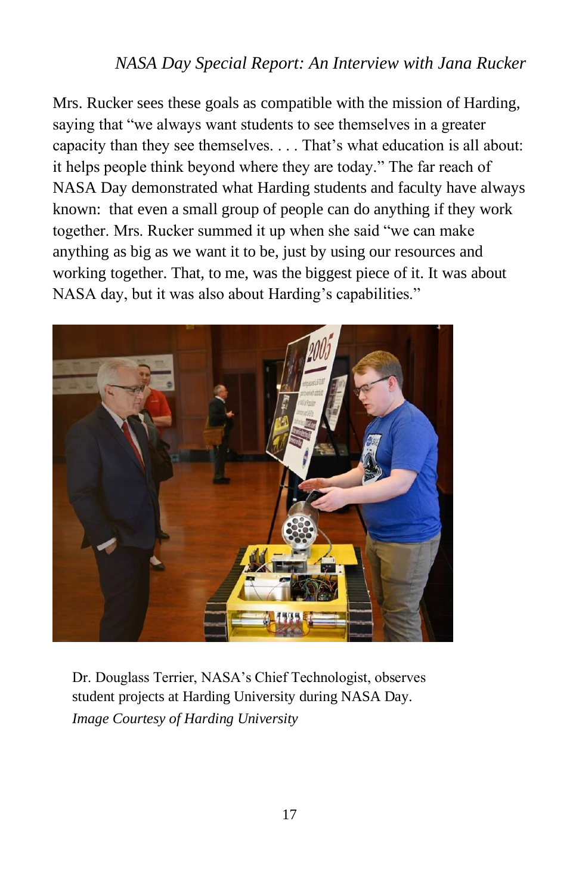Mrs. Rucker sees these goals as compatible with the mission of Harding, saying that "we always want students to see themselves in a greater capacity than they see themselves. . . . That's what education is all about: it helps people think beyond where they are today." The far reach of NASA Day demonstrated what Harding students and faculty have always known: that even a small group of people can do anything if they work together. Mrs. Rucker summed it up when she said "we can make anything as big as we want it to be, just by using our resources and working together. That, to me, was the biggest piece of it. It was about NASA day, but it was also about Harding's capabilities."

Dr. Douglass Terrier, NASA's Chief Technologist, observes student projects at Harding University during NASA Day.
*Image Courtesy of Harding University*